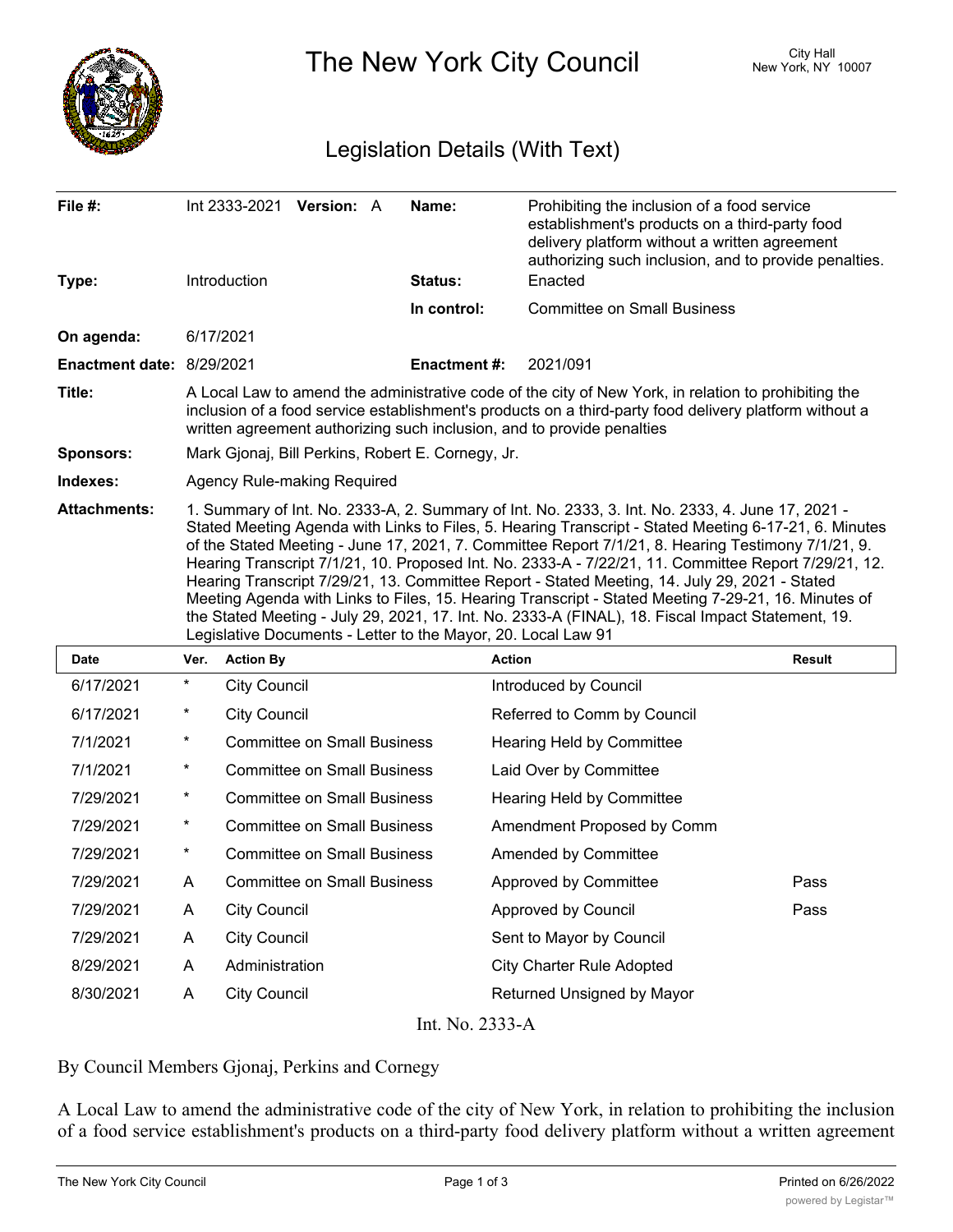# The New York City Council

City Hall
New York, NY 10007

## Legislation Details (With Text)

| | | | |
|---|---|---|---|
| **File #:** | Int 2333-2021 **Version:** A | **Name:** | Prohibiting the inclusion of a food service establishment's products on a third-party food delivery platform without a written agreement authorizing such inclusion, and to provide penalties. |
| **Type:** | Introduction | **Status:** | Enacted |
| | | **In control:** | Committee on Small Business |
| **On agenda:** | 6/17/2021 | | |
| **Enactment date:** | 8/29/2021 | **Enactment #:** | 2021/091 |

**Title:** A Local Law to amend the administrative code of the city of New York, in relation to prohibiting the inclusion of a food service establishment's products on a third-party food delivery platform without a written agreement authorizing such inclusion, and to provide penalties

**Sponsors:** Mark Gjonaj, Bill Perkins, Robert E. Cornegy, Jr.

**Indexes:** Agency Rule-making Required

**Attachments:** 1. Summary of Int. No. 2333-A, 2. Summary of Int. No. 2333, 3. Int. No. 2333, 4. June 17, 2021 - Stated Meeting Agenda with Links to Files, 5. Hearing Transcript - Stated Meeting 6-17-21, 6. Minutes of the Stated Meeting - June 17, 2021, 7. Committee Report 7/1/21, 8. Hearing Testimony 7/1/21, 9. Hearing Transcript 7/1/21, 10. Proposed Int. No. 2333-A - 7/22/21, 11. Committee Report 7/29/21, 12. Hearing Transcript 7/29/21, 13. Committee Report - Stated Meeting, 14. July 29, 2021 - Stated Meeting Agenda with Links to Files, 15. Hearing Transcript - Stated Meeting 7-29-21, 16. Minutes of the Stated Meeting - July 29, 2021, 17. Int. No. 2333-A (FINAL), 18. Fiscal Impact Statement, 19. Legislative Documents - Letter to the Mayor, 20. Local Law 91

| Date | Ver. | Action By | Action | Result |
|---|---|---|---|---|
| 6/17/2021 | * | City Council | Introduced by Council | |
| 6/17/2021 | * | City Council | Referred to Comm by Council | |
| 7/1/2021 | * | Committee on Small Business | Hearing Held by Committee | |
| 7/1/2021 | * | Committee on Small Business | Laid Over by Committee | |
| 7/29/2021 | * | Committee on Small Business | Hearing Held by Committee | |
| 7/29/2021 | * | Committee on Small Business | Amendment Proposed by Comm | |
| 7/29/2021 | * | Committee on Small Business | Amended by Committee | |
| 7/29/2021 | A | Committee on Small Business | Approved by Committee | Pass |
| 7/29/2021 | A | City Council | Approved by Council | Pass |
| 7/29/2021 | A | City Council | Sent to Mayor by Council | |
| 8/29/2021 | A | Administration | City Charter Rule Adopted | |
| 8/30/2021 | A | City Council | Returned Unsigned by Mayor | |

Int. No. 2333-A

By Council Members Gjonaj, Perkins and Cornegy

A Local Law to amend the administrative code of the city of New York, in relation to prohibiting the inclusion of a food service establishment's products on a third-party food delivery platform without a written agreement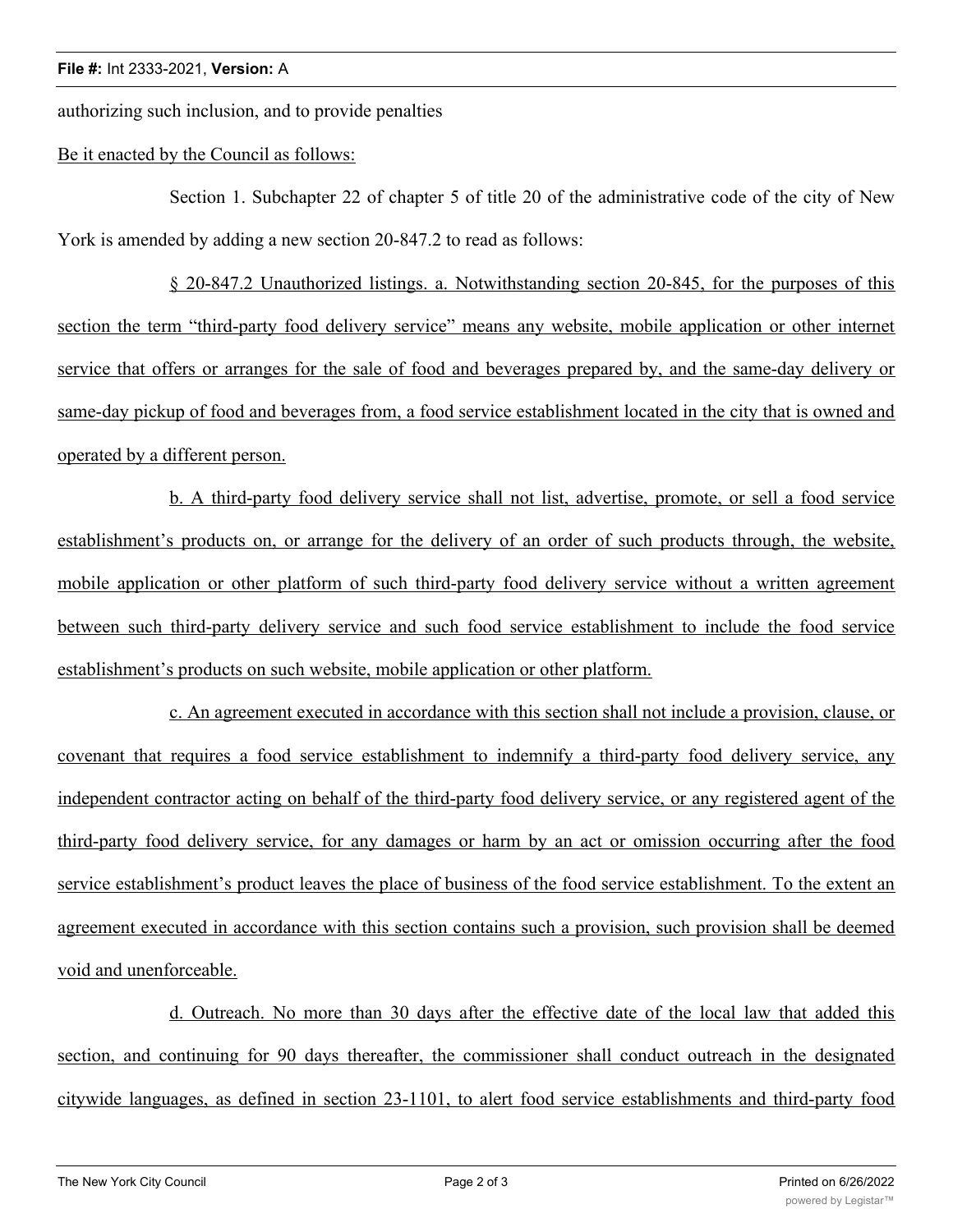authorizing such inclusion, and to provide penalties

Be it enacted by the Council as follows:

Section 1. Subchapter 22 of chapter 5 of title 20 of the administrative code of the city of New York is amended by adding a new section 20-847.2 to read as follows:

§ 20-847.2 Unauthorized listings. a. Notwithstanding section 20-845, for the purposes of this section the term "third-party food delivery service" means any website, mobile application or other internet service that offers or arranges for the sale of food and beverages prepared by, and the same-day delivery or same-day pickup of food and beverages from, a food service establishment located in the city that is owned and operated by a different person.

b. A third-party food delivery service shall not list, advertise, promote, or sell a food service establishment's products on, or arrange for the delivery of an order of such products through, the website, mobile application or other platform of such third-party food delivery service without a written agreement between such third-party delivery service and such food service establishment to include the food service establishment's products on such website, mobile application or other platform.

c. An agreement executed in accordance with this section shall not include a provision, clause, or covenant that requires a food service establishment to indemnify a third-party food delivery service, any independent contractor acting on behalf of the third-party food delivery service, or any registered agent of the third-party food delivery service, for any damages or harm by an act or omission occurring after the food service establishment's product leaves the place of business of the food service establishment. To the extent an agreement executed in accordance with this section contains such a provision, such provision shall be deemed void and unenforceable.

d. Outreach. No more than 30 days after the effective date of the local law that added this section, and continuing for 90 days thereafter, the commissioner shall conduct outreach in the designated citywide languages, as defined in section 23-1101, to alert food service establishments and third-party food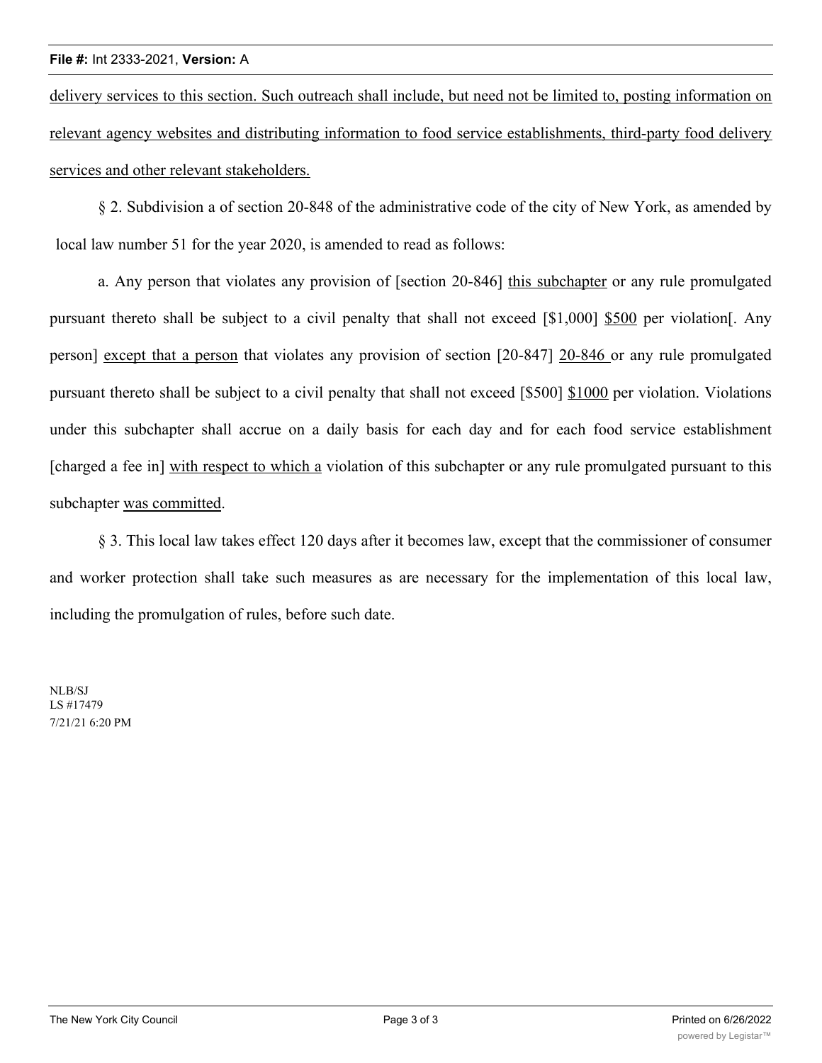delivery services to this section. Such outreach shall include, but need not be limited to, posting information on relevant agency websites and distributing information to food service establishments, third-party food delivery services and other relevant stakeholders.

§ 2. Subdivision a of section 20-848 of the administrative code of the city of New York, as amended by local law number 51 for the year 2020, is amended to read as follows:

a. Any person that violates any provision of [section 20-846] this subchapter or any rule promulgated pursuant thereto shall be subject to a civil penalty that shall not exceed [$1,000] $500 per violation[. Any person] except that a person that violates any provision of section [20-847] 20-846 or any rule promulgated pursuant thereto shall be subject to a civil penalty that shall not exceed [$500] $1000 per violation. Violations under this subchapter shall accrue on a daily basis for each day and for each food service establishment [charged a fee in] with respect to which a violation of this subchapter or any rule promulgated pursuant to this subchapter was committed.

§ 3. This local law takes effect 120 days after it becomes law, except that the commissioner of consumer and worker protection shall take such measures as are necessary for the implementation of this local law, including the promulgation of rules, before such date.

NLB/SJ
LS #17479
7/21/21 6:20 PM